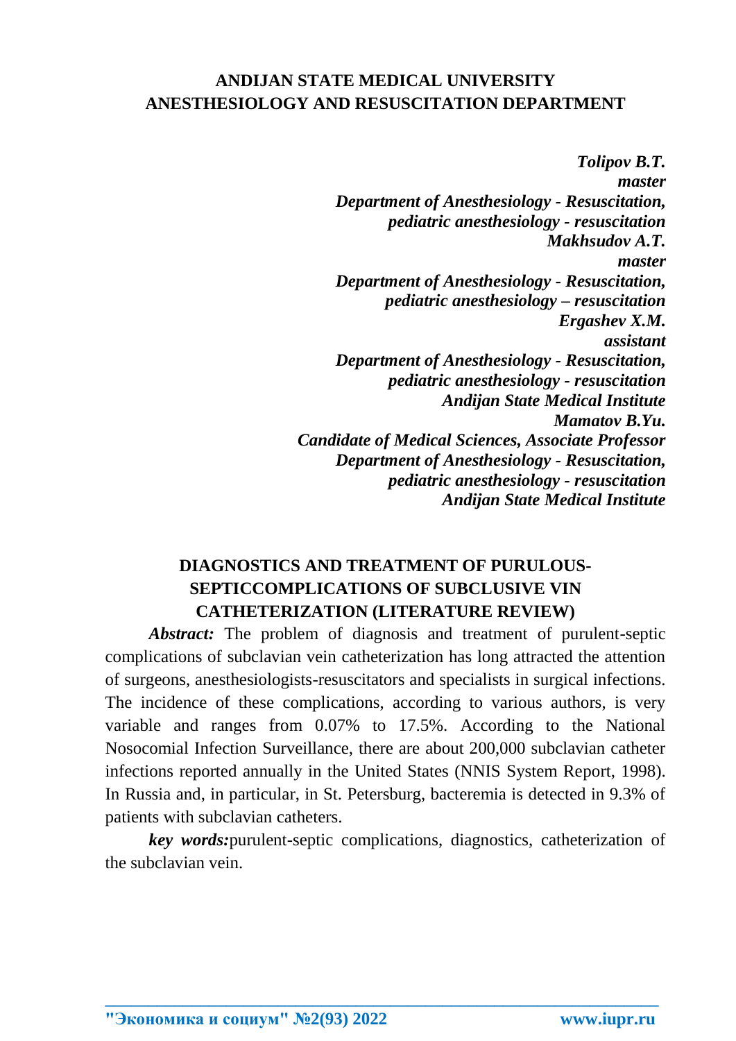**ANDIJAN STATE MEDICAL UNIVERSITY**
**ANESTHESIOLOGY AND RESUSCITATION DEPARTMENT**

***Tolipov B.T.***
***master***
***Department of Anesthesiology - Resuscitation, pediatric anesthesiology - resuscitation***
***Makhsudov A.T.***
***master***
***Department of Anesthesiology - Resuscitation, pediatric anesthesiology – resuscitation***
***Ergashev X.M.***
***assistant***
***Department of Anesthesiology - Resuscitation, pediatric anesthesiology - resuscitation***
***Andijan State Medical Institute***
***Mamatov B.Yu.***
***Candidate of Medical Sciences, Associate Professor***
***Department of Anesthesiology - Resuscitation, pediatric anesthesiology - resuscitation***
***Andijan State Medical Institute***

# DIAGNOSTICS AND TREATMENT OF PURULOUS-SEPTICCOMPLICATIONS OF SUBCLUSIVE VIN CATHETERIZATION (LITERATURE REVIEW)

***Abstract:*** The problem of diagnosis and treatment of purulent-septic complications of subclavian vein catheterization has long attracted the attention of surgeons, anesthesiologists-resuscitators and specialists in surgical infections. The incidence of these complications, according to various authors, is very variable and ranges from 0.07% to 17.5%. According to the National Nosocomial Infection Surveillance, there are about 200,000 subclavian catheter infections reported annually in the United States (NNIS System Report, 1998). In Russia and, in particular, in St. Petersburg, bacteremia is detected in 9.3% of patients with subclavian catheters.

***key words:***purulent-septic complications, diagnostics, catheterization of the subclavian vein.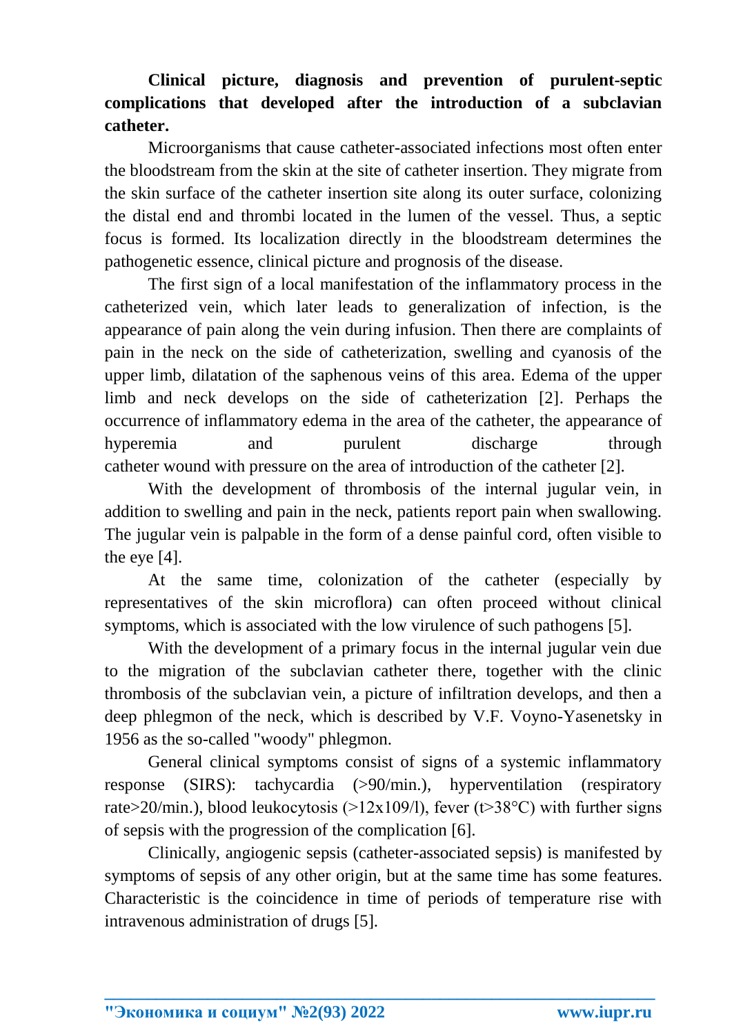**Clinical picture, diagnosis and prevention of purulent-septic complications that developed after the introduction of a subclavian catheter.**

Microorganisms that cause catheter-associated infections most often enter the bloodstream from the skin at the site of catheter insertion. They migrate from the skin surface of the catheter insertion site along its outer surface, colonizing the distal end and thrombi located in the lumen of the vessel. Thus, a septic focus is formed. Its localization directly in the bloodstream determines the pathogenetic essence, clinical picture and prognosis of the disease.

The first sign of a local manifestation of the inflammatory process in the catheterized vein, which later leads to generalization of infection, is the appearance of pain along the vein during infusion. Then there are complaints of pain in the neck on the side of catheterization, swelling and cyanosis of the upper limb, dilatation of the saphenous veins of this area. Edema of the upper limb and neck develops on the side of catheterization [2]. Perhaps the occurrence of inflammatory edema in the area of the catheter, the appearance of hyperemia and purulent discharge through catheter wound with pressure on the area of introduction of the catheter [2].

With the development of thrombosis of the internal jugular vein, in addition to swelling and pain in the neck, patients report pain when swallowing. The jugular vein is palpable in the form of a dense painful cord, often visible to the eye [4].

At the same time, colonization of the catheter (especially by representatives of the skin microflora) can often proceed without clinical symptoms, which is associated with the low virulence of such pathogens [5].

With the development of a primary focus in the internal jugular vein due to the migration of the subclavian catheter there, together with the clinic thrombosis of the subclavian vein, a picture of infiltration develops, and then a deep phlegmon of the neck, which is described by V.F. Voyno-Yasenetsky in 1956 as the so-called "woody" phlegmon.

General clinical symptoms consist of signs of a systemic inflammatory response (SIRS): tachycardia (>90/min.), hyperventilation (respiratory rate>20/min.), blood leukocytosis (>$12 \times 10^9$/l), fever (t>38°C) with further signs of sepsis with the progression of the complication [6].

Clinically, angiogenic sepsis (catheter-associated sepsis) is manifested by symptoms of sepsis of any other origin, but at the same time has some features. Characteristic is the coincidence in time of periods of temperature rise with intravenous administration of drugs [5].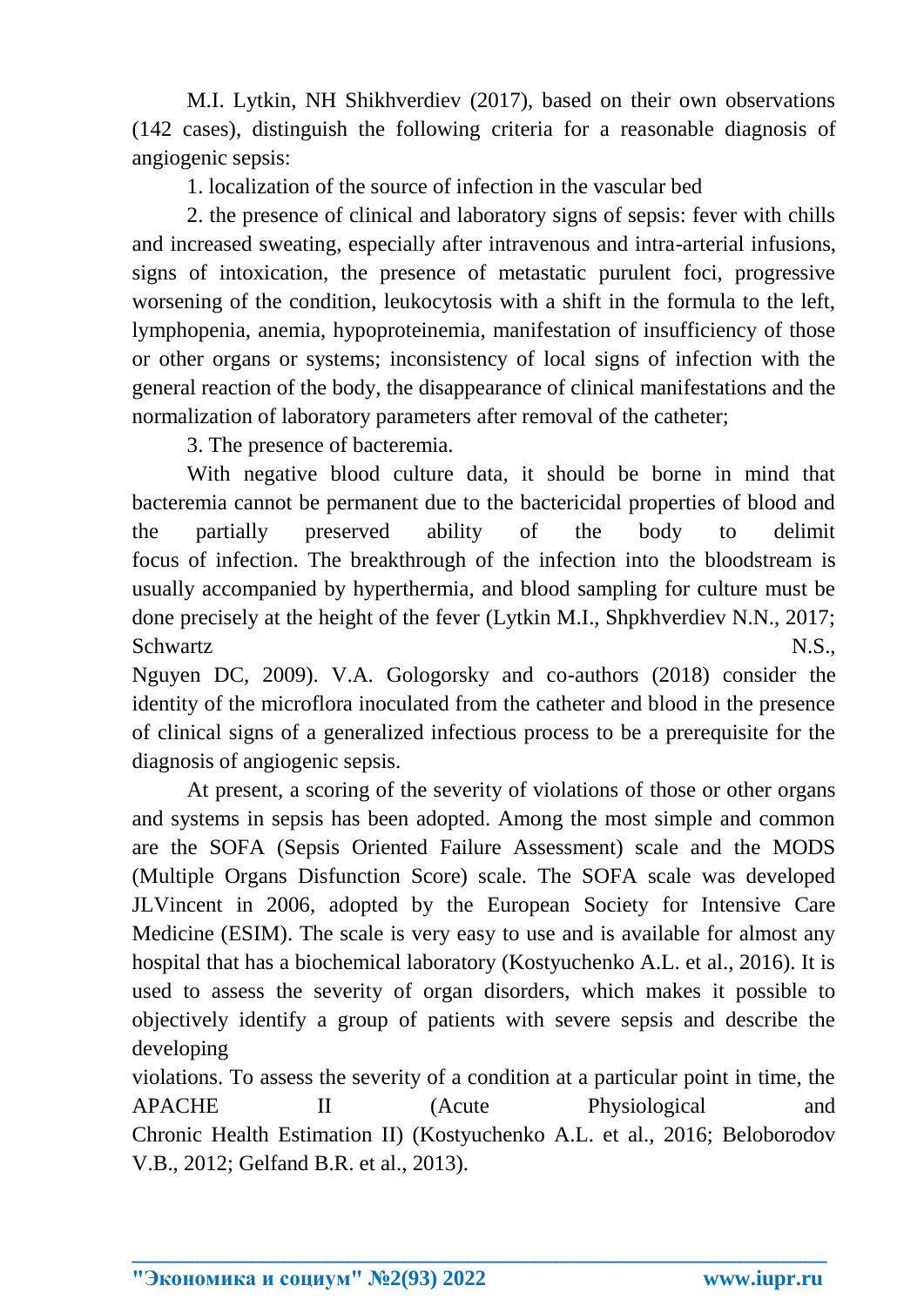M.I. Lytkin, NH Shikhverdiev (2017), based on their own observations (142 cases), distinguish the following criteria for a reasonable diagnosis of angiogenic sepsis:

1. localization of the source of infection in the vascular bed

2. the presence of clinical and laboratory signs of sepsis: fever with chills and increased sweating, especially after intravenous and intra-arterial infusions, signs of intoxication, the presence of metastatic purulent foci, progressive worsening of the condition, leukocytosis with a shift in the formula to the left, lymphopenia, anemia, hypoproteinemia, manifestation of insufficiency of those or other organs or systems; inconsistency of local signs of infection with the general reaction of the body, the disappearance of clinical manifestations and the normalization of laboratory parameters after removal of the catheter;

3. The presence of bacteremia.

With negative blood culture data, it should be borne in mind that bacteremia cannot be permanent due to the bactericidal properties of blood and the partially preserved ability of the body to delimit focus of infection. The breakthrough of the infection into the bloodstream is usually accompanied by hyperthermia, and blood sampling for culture must be done precisely at the height of the fever (Lytkin M.I., Shpkhverdiev N.N., 2017; Schwartz N.S., Nguyen DC, 2009). V.A. Gologorsky and co-authors (2018) consider the identity of the microflora inoculated from the catheter and blood in the presence of clinical signs of a generalized infectious process to be a prerequisite for the diagnosis of angiogenic sepsis.

At present, a scoring of the severity of violations of those or other organs and systems in sepsis has been adopted. Among the most simple and common are the SOFA (Sepsis Oriented Failure Assessment) scale and the MODS (Multiple Organs Disfunction Score) scale. The SOFA scale was developed JLVincent in 2006, adopted by the European Society for Intensive Care Medicine (ESIM). The scale is very easy to use and is available for almost any hospital that has a biochemical laboratory (Kostyuchenko A.L. et al., 2016). It is used to assess the severity of organ disorders, which makes it possible to objectively identify a group of patients with severe sepsis and describe the developing violations. To assess the severity of a condition at a particular point in time, the APACHE II (Acute Physiological and Chronic Health Estimation II) (Kostyuchenko A.L. et al., 2016; Beloborodov V.B., 2012; Gelfand B.R. et al., 2013).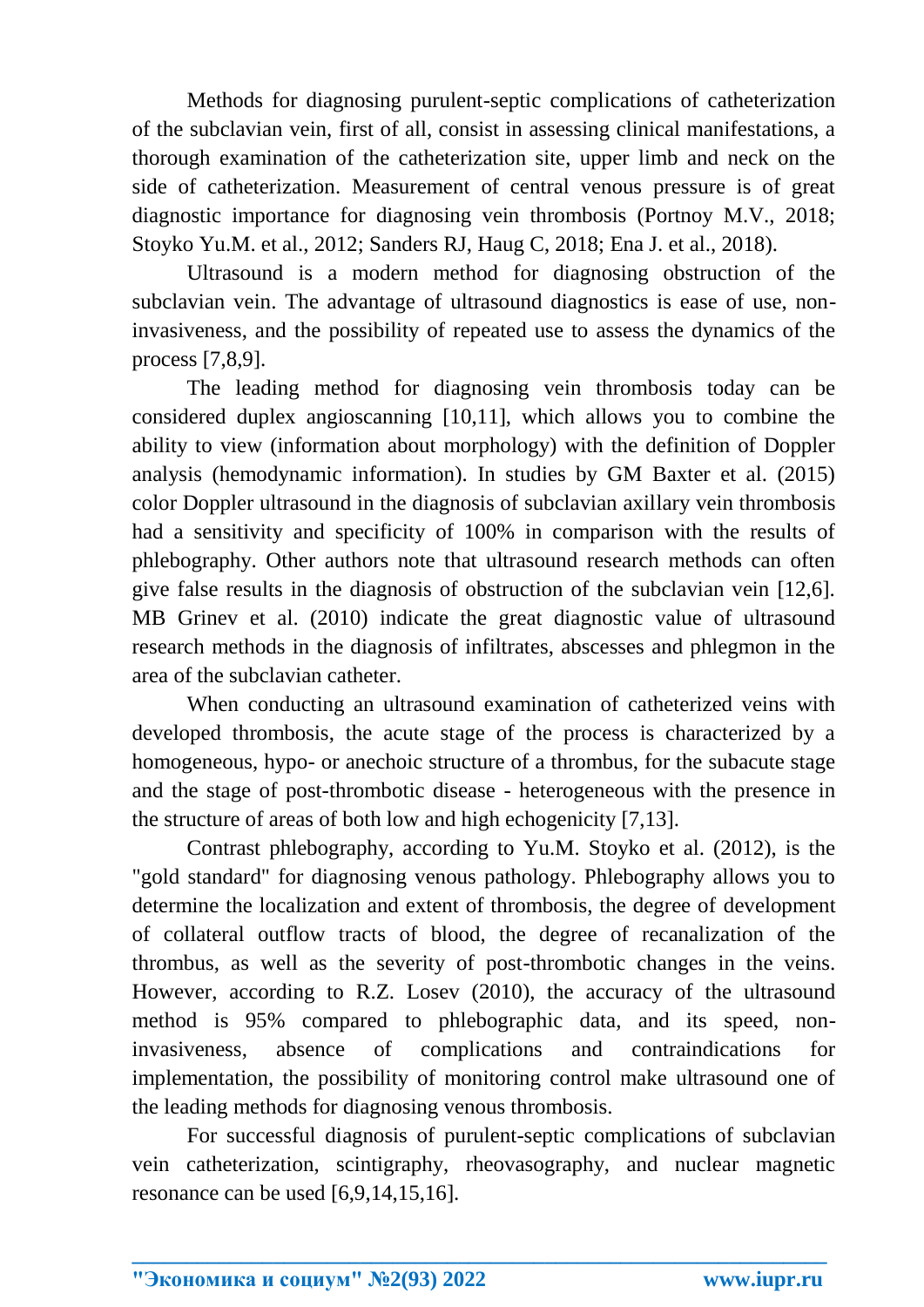Methods for diagnosing purulent-septic complications of catheterization of the subclavian vein, first of all, consist in assessing clinical manifestations, a thorough examination of the catheterization site, upper limb and neck on the side of catheterization. Measurement of central venous pressure is of great diagnostic importance for diagnosing vein thrombosis (Portnoy M.V., 2018; Stoyko Yu.M. et al., 2012; Sanders RJ, Haug C, 2018; Ena J. et al., 2018).

Ultrasound is a modern method for diagnosing obstruction of the subclavian vein. The advantage of ultrasound diagnostics is ease of use, non-invasiveness, and the possibility of repeated use to assess the dynamics of the process [7,8,9].

The leading method for diagnosing vein thrombosis today can be considered duplex angioscanning [10,11], which allows you to combine the ability to view (information about morphology) with the definition of Doppler analysis (hemodynamic information). In studies by GM Baxter et al. (2015) color Doppler ultrasound in the diagnosis of subclavian axillary vein thrombosis had a sensitivity and specificity of 100% in comparison with the results of phlebography. Other authors note that ultrasound research methods can often give false results in the diagnosis of obstruction of the subclavian vein [12,6]. MB Grinev et al. (2010) indicate the great diagnostic value of ultrasound research methods in the diagnosis of infiltrates, abscesses and phlegmon in the area of the subclavian catheter.

When conducting an ultrasound examination of catheterized veins with developed thrombosis, the acute stage of the process is characterized by a homogeneous, hypo- or anechoic structure of a thrombus, for the subacute stage and the stage of post-thrombotic disease - heterogeneous with the presence in the structure of areas of both low and high echogenicity [7,13].

Contrast phlebography, according to Yu.M. Stoyko et al. (2012), is the "gold standard" for diagnosing venous pathology. Phlebography allows you to determine the localization and extent of thrombosis, the degree of development of collateral outflow tracts of blood, the degree of recanalization of the thrombus, as well as the severity of post-thrombotic changes in the veins. However, according to R.Z. Losev (2010), the accuracy of the ultrasound method is 95% compared to phlebographic data, and its speed, non-invasiveness, absence of complications and contraindications for implementation, the possibility of monitoring control make ultrasound one of the leading methods for diagnosing venous thrombosis.

For successful diagnosis of purulent-septic complications of subclavian vein catheterization, scintigraphy, rheovasography, and nuclear magnetic resonance can be used [6,9,14,15,16].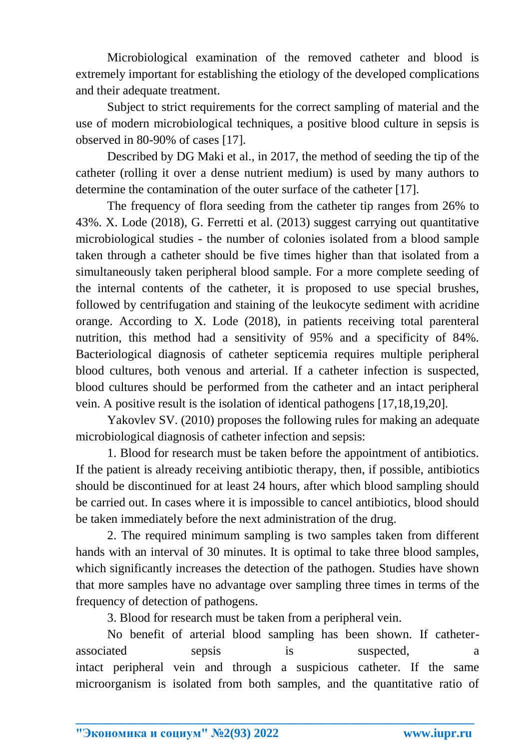Microbiological examination of the removed catheter and blood is extremely important for establishing the etiology of the developed complications and their adequate treatment.

Subject to strict requirements for the correct sampling of material and the use of modern microbiological techniques, a positive blood culture in sepsis is observed in 80-90% of cases [17].

Described by DG Maki et al., in 2017, the method of seeding the tip of the catheter (rolling it over a dense nutrient medium) is used by many authors to determine the contamination of the outer surface of the catheter [17].

The frequency of flora seeding from the catheter tip ranges from 26% to 43%. X. Lode (2018), G. Ferretti et al. (2013) suggest carrying out quantitative microbiological studies - the number of colonies isolated from a blood sample taken through a catheter should be five times higher than that isolated from a simultaneously taken peripheral blood sample. For a more complete seeding of the internal contents of the catheter, it is proposed to use special brushes, followed by centrifugation and staining of the leukocyte sediment with acridine orange. According to X. Lode (2018), in patients receiving total parenteral nutrition, this method had a sensitivity of 95% and a specificity of 84%. Bacteriological diagnosis of catheter septicemia requires multiple peripheral blood cultures, both venous and arterial. If a catheter infection is suspected, blood cultures should be performed from the catheter and an intact peripheral vein. A positive result is the isolation of identical pathogens [17,18,19,20].

Yakovlev SV. (2010) proposes the following rules for making an adequate microbiological diagnosis of catheter infection and sepsis:

1. Blood for research must be taken before the appointment of antibiotics. If the patient is already receiving antibiotic therapy, then, if possible, antibiotics should be discontinued for at least 24 hours, after which blood sampling should be carried out. In cases where it is impossible to cancel antibiotics, blood should be taken immediately before the next administration of the drug.

2. The required minimum sampling is two samples taken from different hands with an interval of 30 minutes. It is optimal to take three blood samples, which significantly increases the detection of the pathogen. Studies have shown that more samples have no advantage over sampling three times in terms of the frequency of detection of pathogens.

3. Blood for research must be taken from a peripheral vein.

No benefit of arterial blood sampling has been shown. If catheter-associated sepsis is suspected, a intact peripheral vein and through a suspicious catheter. If the same microorganism is isolated from both samples, and the quantitative ratio of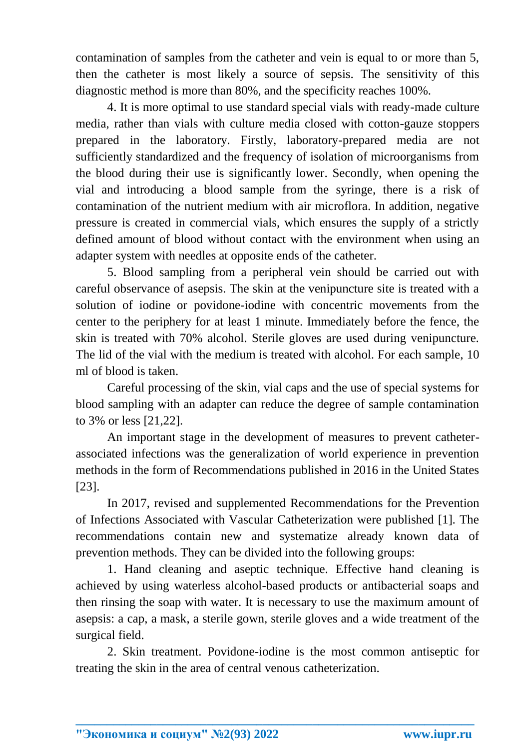contamination of samples from the catheter and vein is equal to or more than 5, then the catheter is most likely a source of sepsis. The sensitivity of this diagnostic method is more than 80%, and the specificity reaches 100%.

4. It is more optimal to use standard special vials with ready-made culture media, rather than vials with culture media closed with cotton-gauze stoppers prepared in the laboratory. Firstly, laboratory-prepared media are not sufficiently standardized and the frequency of isolation of microorganisms from the blood during their use is significantly lower. Secondly, when opening the vial and introducing a blood sample from the syringe, there is a risk of contamination of the nutrient medium with air microflora. In addition, negative pressure is created in commercial vials, which ensures the supply of a strictly defined amount of blood without contact with the environment when using an adapter system with needles at opposite ends of the catheter.

5. Blood sampling from a peripheral vein should be carried out with careful observance of asepsis. The skin at the venipuncture site is treated with a solution of iodine or povidone-iodine with concentric movements from the center to the periphery for at least 1 minute. Immediately before the fence, the skin is treated with 70% alcohol. Sterile gloves are used during venipuncture. The lid of the vial with the medium is treated with alcohol. For each sample, 10 ml of blood is taken.

Careful processing of the skin, vial caps and the use of special systems for blood sampling with an adapter can reduce the degree of sample contamination to 3% or less [21,22].

An important stage in the development of measures to prevent catheter-associated infections was the generalization of world experience in prevention methods in the form of Recommendations published in 2016 in the United States [23].

In 2017, revised and supplemented Recommendations for the Prevention of Infections Associated with Vascular Catheterization were published [1]. The recommendations contain new and systematize already known data of prevention methods. They can be divided into the following groups:

1. Hand cleaning and aseptic technique. Effective hand cleaning is achieved by using waterless alcohol-based products or antibacterial soaps and then rinsing the soap with water. It is necessary to use the maximum amount of asepsis: a cap, a mask, a sterile gown, sterile gloves and a wide treatment of the surgical field.

2. Skin treatment. Povidone-iodine is the most common antiseptic for treating the skin in the area of central venous catheterization.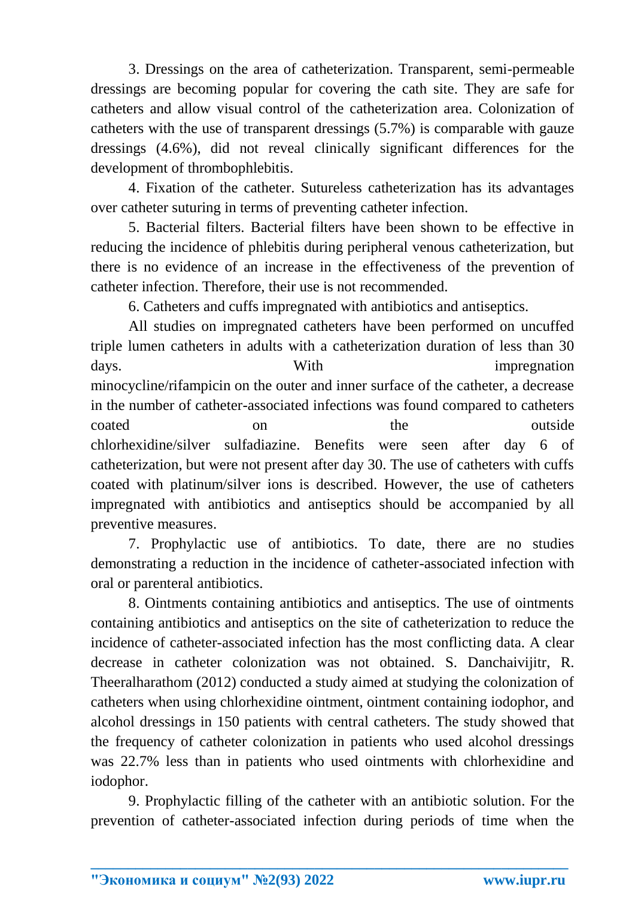3. Dressings on the area of catheterization. Transparent, semi-permeable dressings are becoming popular for covering the cath site. They are safe for catheters and allow visual control of the catheterization area. Colonization of catheters with the use of transparent dressings (5.7%) is comparable with gauze dressings (4.6%), did not reveal clinically significant differences for the development of thrombophlebitis.

4. Fixation of the catheter. Sutureless catheterization has its advantages over catheter suturing in terms of preventing catheter infection.

5. Bacterial filters. Bacterial filters have been shown to be effective in reducing the incidence of phlebitis during peripheral venous catheterization, but there is no evidence of an increase in the effectiveness of the prevention of catheter infection. Therefore, their use is not recommended.

6. Catheters and cuffs impregnated with antibiotics and antiseptics.

All studies on impregnated catheters have been performed on uncuffed triple lumen catheters in adults with a catheterization duration of less than 30 days. With impregnation minocycline/rifampicin on the outer and inner surface of the catheter, a decrease in the number of catheter-associated infections was found compared to catheters coated on the outside chlorhexidine/silver sulfadiazine. Benefits were seen after day 6 of catheterization, but were not present after day 30. The use of catheters with cuffs coated with platinum/silver ions is described. However, the use of catheters impregnated with antibiotics and antiseptics should be accompanied by all preventive measures.

7. Prophylactic use of antibiotics. To date, there are no studies demonstrating a reduction in the incidence of catheter-associated infection with oral or parenteral antibiotics.

8. Ointments containing antibiotics and antiseptics. The use of ointments containing antibiotics and antiseptics on the site of catheterization to reduce the incidence of catheter-associated infection has the most conflicting data. A clear decrease in catheter colonization was not obtained. S. Danchaivijitr, R. Theeralharathom (2012) conducted a study aimed at studying the colonization of catheters when using chlorhexidine ointment, ointment containing iodophor, and alcohol dressings in 150 patients with central catheters. The study showed that the frequency of catheter colonization in patients who used alcohol dressings was 22.7% less than in patients who used ointments with chlorhexidine and iodophor.

9. Prophylactic filling of the catheter with an antibiotic solution. For the prevention of catheter-associated infection during periods of time when the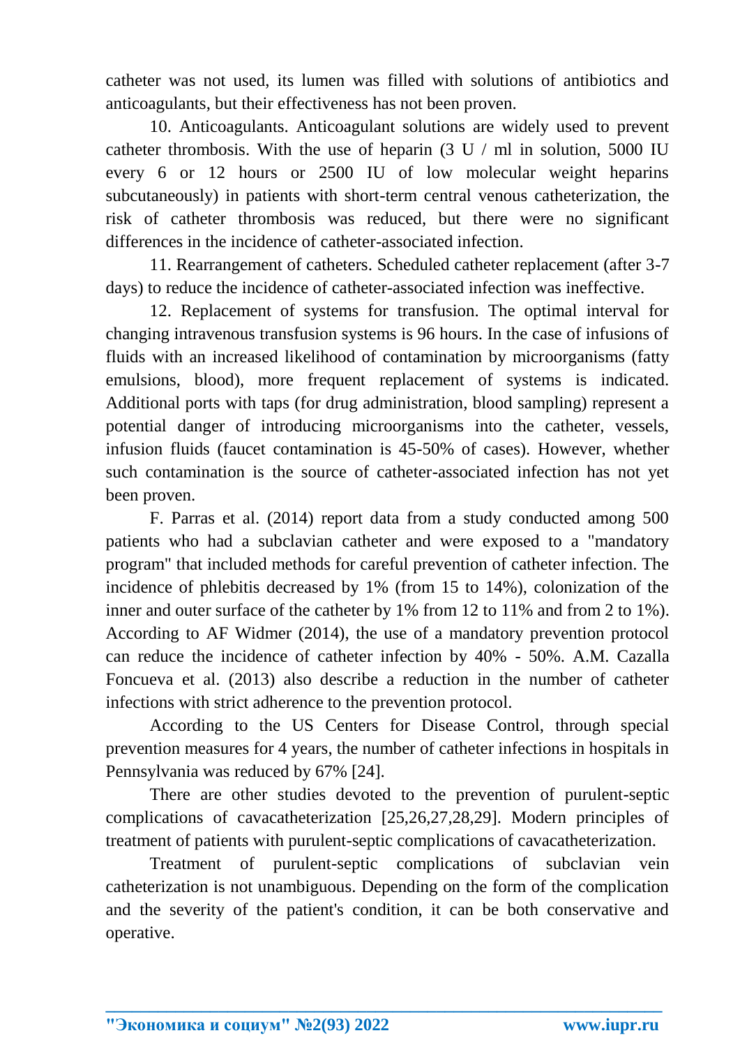catheter was not used, its lumen was filled with solutions of antibiotics and anticoagulants, but their effectiveness has not been proven.

10. Anticoagulants. Anticoagulant solutions are widely used to prevent catheter thrombosis. With the use of heparin (3 U / ml in solution, 5000 IU every 6 or 12 hours or 2500 IU of low molecular weight heparins subcutaneously) in patients with short-term central venous catheterization, the risk of catheter thrombosis was reduced, but there were no significant differences in the incidence of catheter-associated infection.

11. Rearrangement of catheters. Scheduled catheter replacement (after 3-7 days) to reduce the incidence of catheter-associated infection was ineffective.

12. Replacement of systems for transfusion. The optimal interval for changing intravenous transfusion systems is 96 hours. In the case of infusions of fluids with an increased likelihood of contamination by microorganisms (fatty emulsions, blood), more frequent replacement of systems is indicated. Additional ports with taps (for drug administration, blood sampling) represent a potential danger of introducing microorganisms into the catheter, vessels, infusion fluids (faucet contamination is 45-50% of cases). However, whether such contamination is the source of catheter-associated infection has not yet been proven.

F. Parras et al. (2014) report data from a study conducted among 500 patients who had a subclavian catheter and were exposed to a "mandatory program" that included methods for careful prevention of catheter infection. The incidence of phlebitis decreased by 1% (from 15 to 14%), colonization of the inner and outer surface of the catheter by 1% from 12 to 11% and from 2 to 1%). According to AF Widmer (2014), the use of a mandatory prevention protocol can reduce the incidence of catheter infection by 40% - 50%. A.M. Cazalla Foncueva et al. (2013) also describe a reduction in the number of catheter infections with strict adherence to the prevention protocol.

According to the US Centers for Disease Control, through special prevention measures for 4 years, the number of catheter infections in hospitals in Pennsylvania was reduced by 67% [24].

There are other studies devoted to the prevention of purulent-septic complications of cavacatheterization [25,26,27,28,29]. Modern principles of treatment of patients with purulent-septic complications of cavacatheterization.

Treatment of purulent-septic complications of subclavian vein catheterization is not unambiguous. Depending on the form of the complication and the severity of the patient's condition, it can be both conservative and operative.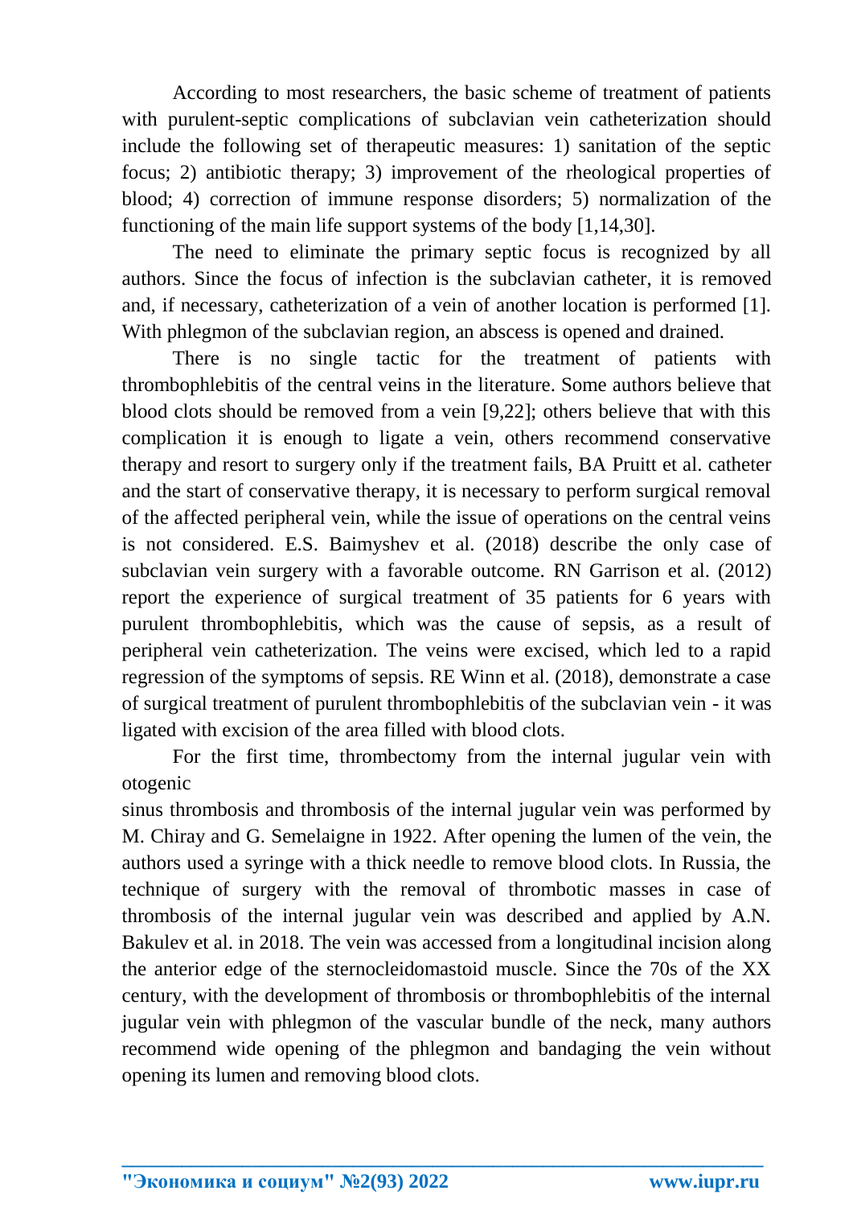According to most researchers, the basic scheme of treatment of patients with purulent-septic complications of subclavian vein catheterization should include the following set of therapeutic measures: 1) sanitation of the septic focus; 2) antibiotic therapy; 3) improvement of the rheological properties of blood; 4) correction of immune response disorders; 5) normalization of the functioning of the main life support systems of the body [1,14,30].

The need to eliminate the primary septic focus is recognized by all authors. Since the focus of infection is the subclavian catheter, it is removed and, if necessary, catheterization of a vein of another location is performed [1]. With phlegmon of the subclavian region, an abscess is opened and drained.

There is no single tactic for the treatment of patients with thrombophlebitis of the central veins in the literature. Some authors believe that blood clots should be removed from a vein [9,22]; others believe that with this complication it is enough to ligate a vein, others recommend conservative therapy and resort to surgery only if the treatment fails, BA Pruitt et al. catheter and the start of conservative therapy, it is necessary to perform surgical removal of the affected peripheral vein, while the issue of operations on the central veins is not considered. E.S. Baimyshev et al. (2018) describe the only case of subclavian vein surgery with a favorable outcome. RN Garrison et al. (2012) report the experience of surgical treatment of 35 patients for 6 years with purulent thrombophlebitis, which was the cause of sepsis, as a result of peripheral vein catheterization. The veins were excised, which led to a rapid regression of the symptoms of sepsis. RE Winn et al. (2018), demonstrate a case of surgical treatment of purulent thrombophlebitis of the subclavian vein - it was ligated with excision of the area filled with blood clots.

For the first time, thrombectomy from the internal jugular vein with otogenic sinus thrombosis and thrombosis of the internal jugular vein was performed by M. Chiray and G. Semelaigne in 1922. After opening the lumen of the vein, the authors used a syringe with a thick needle to remove blood clots. In Russia, the technique of surgery with the removal of thrombotic masses in case of thrombosis of the internal jugular vein was described and applied by A.N. Bakulev et al. in 2018. The vein was accessed from a longitudinal incision along the anterior edge of the sternocleidomastoid muscle. Since the 70s of the XX century, with the development of thrombosis or thrombophlebitis of the internal jugular vein with phlegmon of the vascular bundle of the neck, many authors recommend wide opening of the phlegmon and bandaging the vein without opening its lumen and removing blood clots.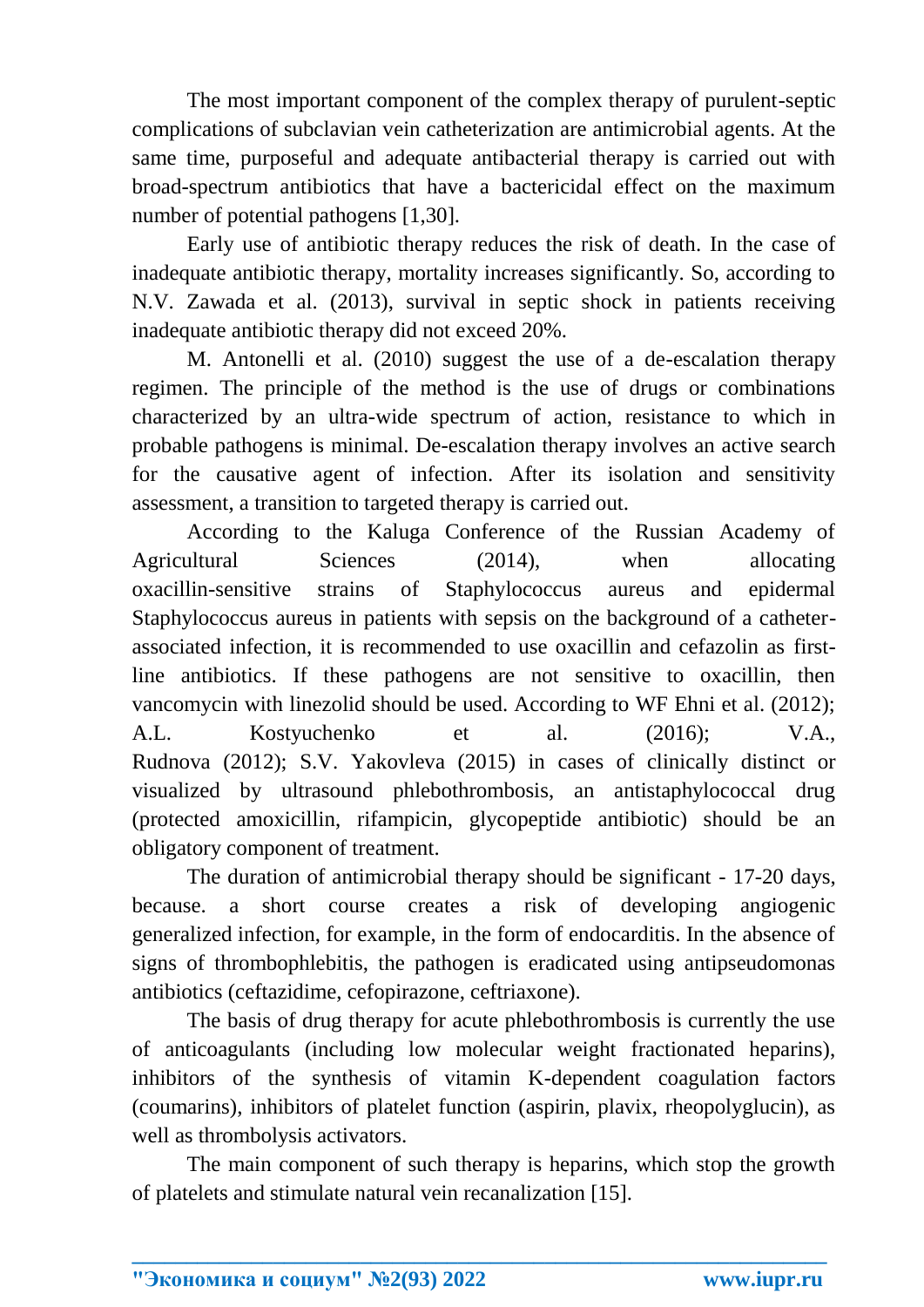The most important component of the complex therapy of purulent-septic complications of subclavian vein catheterization are antimicrobial agents. At the same time, purposeful and adequate antibacterial therapy is carried out with broad-spectrum antibiotics that have a bactericidal effect on the maximum number of potential pathogens [1,30].

Early use of antibiotic therapy reduces the risk of death. In the case of inadequate antibiotic therapy, mortality increases significantly. So, according to N.V. Zawada et al. (2013), survival in septic shock in patients receiving inadequate antibiotic therapy did not exceed 20%.

M. Antonelli et al. (2010) suggest the use of a de-escalation therapy regimen. The principle of the method is the use of drugs or combinations characterized by an ultra-wide spectrum of action, resistance to which in probable pathogens is minimal. De-escalation therapy involves an active search for the causative agent of infection. After its isolation and sensitivity assessment, a transition to targeted therapy is carried out.

According to the Kaluga Conference of the Russian Academy of Agricultural Sciences (2014), when allocating oxacillin-sensitive strains of Staphylococcus aureus and epidermal Staphylococcus aureus in patients with sepsis on the background of a catheter-associated infection, it is recommended to use oxacillin and cefazolin as first-line antibiotics. If these pathogens are not sensitive to oxacillin, then vancomycin with linezolid should be used. According to WF Ehni et al. (2012); A.L. Kostyuchenko et al. (2016); V.A., Rudnova (2012); S.V. Yakovleva (2015) in cases of clinically distinct or visualized by ultrasound phlebothrombosis, an antistaphylococcal drug (protected amoxicillin, rifampicin, glycopeptide antibiotic) should be an obligatory component of treatment.

The duration of antimicrobial therapy should be significant - 17-20 days, because. a short course creates a risk of developing angiogenic generalized infection, for example, in the form of endocarditis. In the absence of signs of thrombophlebitis, the pathogen is eradicated using antipseudomonas antibiotics (ceftazidime, cefopirazone, ceftriaxone).

The basis of drug therapy for acute phlebothrombosis is currently the use of anticoagulants (including low molecular weight fractionated heparins), inhibitors of the synthesis of vitamin K-dependent coagulation factors (coumarins), inhibitors of platelet function (aspirin, plavix, rheopolyglucin), as well as thrombolysis activators.

The main component of such therapy is heparins, which stop the growth of platelets and stimulate natural vein recanalization [15].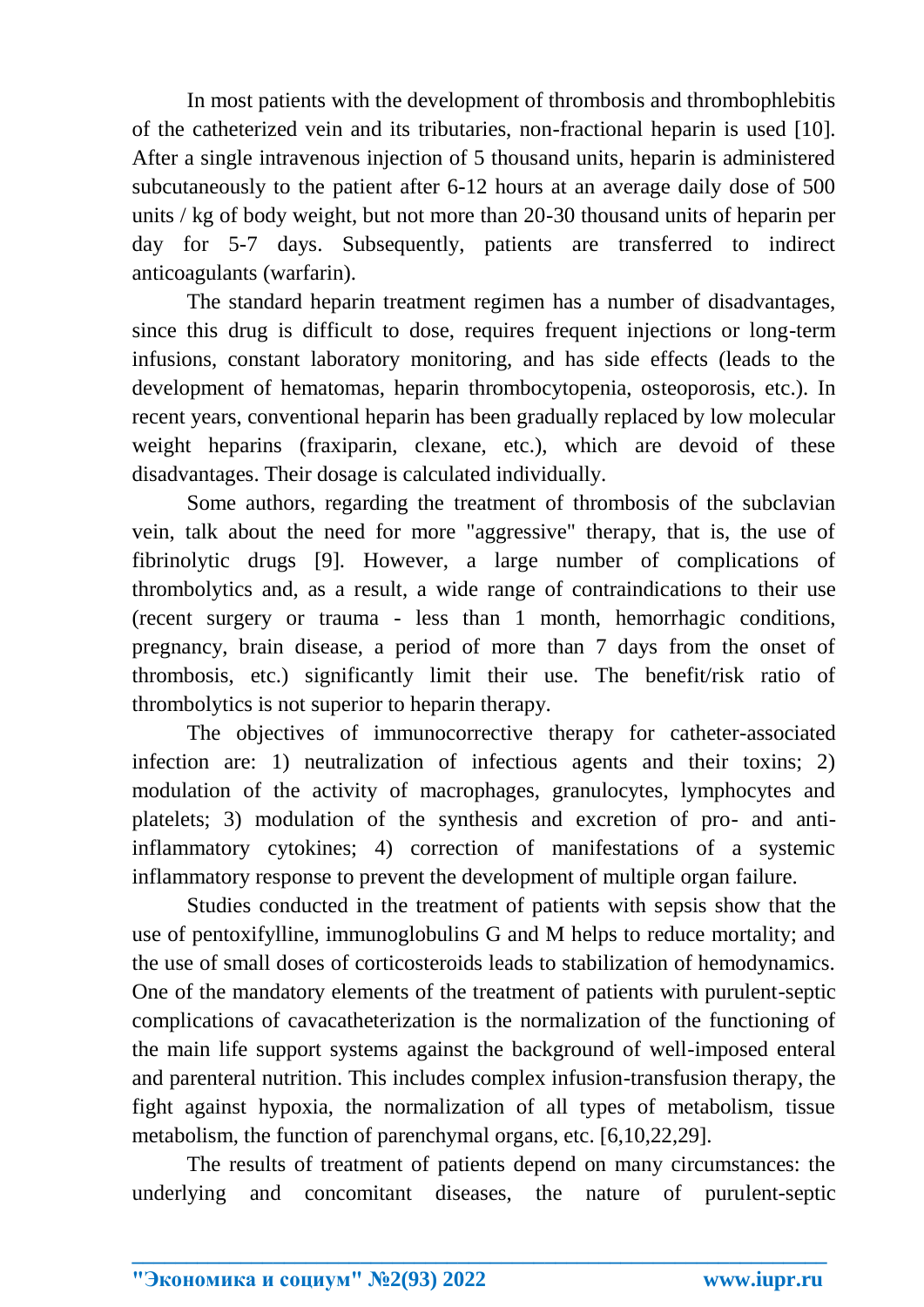In most patients with the development of thrombosis and thrombophlebitis of the catheterized vein and its tributaries, non-fractional heparin is used [10]. After a single intravenous injection of 5 thousand units, heparin is administered subcutaneously to the patient after 6-12 hours at an average daily dose of 500 units / kg of body weight, but not more than 20-30 thousand units of heparin per day for 5-7 days. Subsequently, patients are transferred to indirect anticoagulants (warfarin).

The standard heparin treatment regimen has a number of disadvantages, since this drug is difficult to dose, requires frequent injections or long-term infusions, constant laboratory monitoring, and has side effects (leads to the development of hematomas, heparin thrombocytopenia, osteoporosis, etc.). In recent years, conventional heparin has been gradually replaced by low molecular weight heparins (fraxiparin, clexane, etc.), which are devoid of these disadvantages. Their dosage is calculated individually.

Some authors, regarding the treatment of thrombosis of the subclavian vein, talk about the need for more "aggressive" therapy, that is, the use of fibrinolytic drugs [9]. However, a large number of complications of thrombolytics and, as a result, a wide range of contraindications to their use (recent surgery or trauma - less than 1 month, hemorrhagic conditions, pregnancy, brain disease, a period of more than 7 days from the onset of thrombosis, etc.) significantly limit their use. The benefit/risk ratio of thrombolytics is not superior to heparin therapy.

The objectives of immunocorrective therapy for catheter-associated infection are: 1) neutralization of infectious agents and their toxins; 2) modulation of the activity of macrophages, granulocytes, lymphocytes and platelets; 3) modulation of the synthesis and excretion of pro- and anti-inflammatory cytokines; 4) correction of manifestations of a systemic inflammatory response to prevent the development of multiple organ failure.

Studies conducted in the treatment of patients with sepsis show that the use of pentoxifylline, immunoglobulins G and M helps to reduce mortality; and the use of small doses of corticosteroids leads to stabilization of hemodynamics. One of the mandatory elements of the treatment of patients with purulent-septic complications of cavacatheterization is the normalization of the functioning of the main life support systems against the background of well-imposed enteral and parenteral nutrition. This includes complex infusion-transfusion therapy, the fight against hypoxia, the normalization of all types of metabolism, tissue metabolism, the function of parenchymal organs, etc. [6,10,22,29].

The results of treatment of patients depend on many circumstances: the underlying and concomitant diseases, the nature of purulent-septic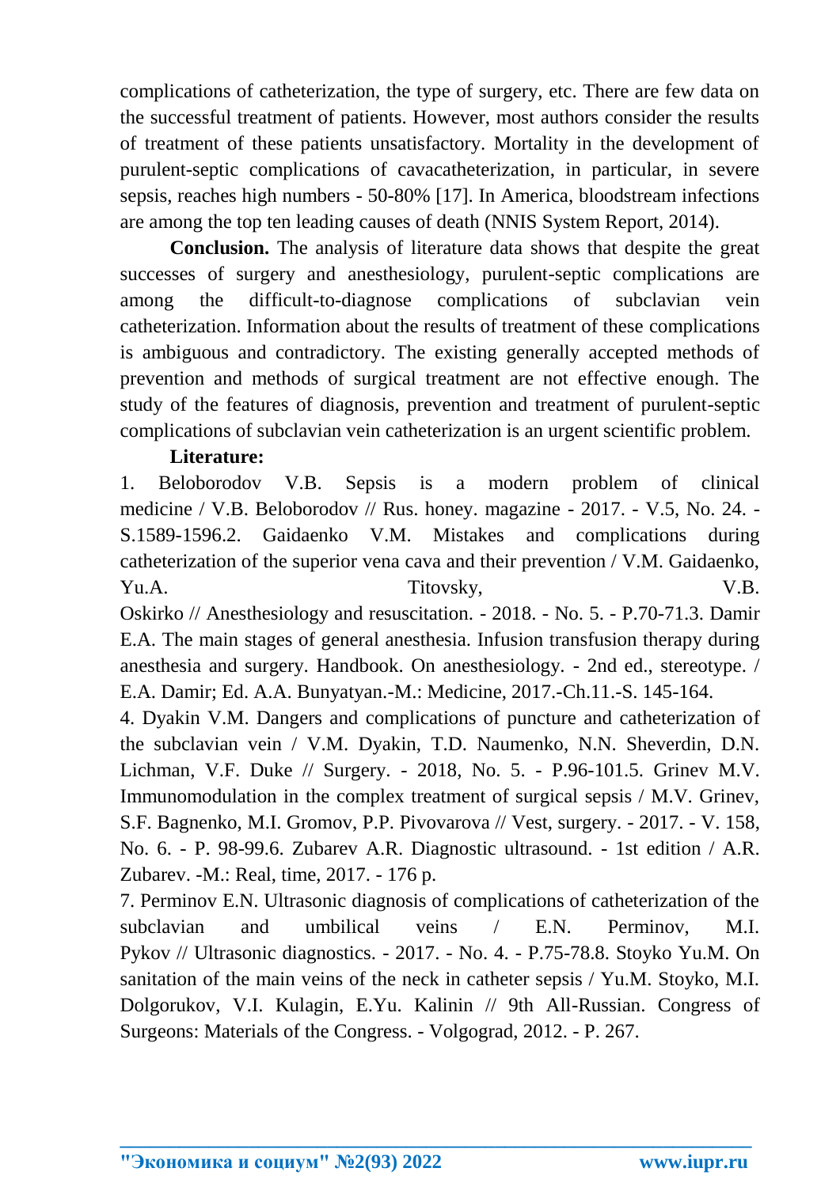complications of catheterization, the type of surgery, etc. There are few data on the successful treatment of patients. However, most authors consider the results of treatment of these patients unsatisfactory. Mortality in the development of purulent-septic complications of cavacatheterization, in particular, in severe sepsis, reaches high numbers - 50-80% [17]. In America, bloodstream infections are among the top ten leading causes of death (NNIS System Report, 2014).

**Conclusion.** The analysis of literature data shows that despite the great successes of surgery and anesthesiology, purulent-septic complications are among the difficult-to-diagnose complications of subclavian vein catheterization. Information about the results of treatment of these complications is ambiguous and contradictory. The existing generally accepted methods of prevention and methods of surgical treatment are not effective enough. The study of the features of diagnosis, prevention and treatment of purulent-septic complications of subclavian vein catheterization is an urgent scientific problem.

**Literature:**

1. Beloborodov V.B. Sepsis is a modern problem of clinical medicine / V.B. Beloborodov // Rus. honey. magazine - 2017. - V.5, No. 24. - S.1589-1596.2. Gaidaenko V.M. Mistakes and complications during catheterization of the superior vena cava and their prevention / V.M. Gaidaenko, Yu.A. Titovsky, V.B. Oskirko // Anesthesiology and resuscitation. - 2018. - No. 5. - P.70-71.3. Damir E.A. The main stages of general anesthesia. Infusion transfusion therapy during anesthesia and surgery. Handbook. On anesthesiology. - 2nd ed., stereotype. / E.A. Damir; Ed. A.A. Bunyatyan.-M.: Medicine, 2017.-Ch.11.-S. 145-164.

4. Dyakin V.M. Dangers and complications of puncture and catheterization of the subclavian vein / V.M. Dyakin, T.D. Naumenko, N.N. Sheverdin, D.N. Lichman, V.F. Duke // Surgery. - 2018, No. 5. - P.96-101.5. Grinev M.V. Immunomodulation in the complex treatment of surgical sepsis / M.V. Grinev, S.F. Bagnenko, M.I. Gromov, P.P. Pivovarova // Vest, surgery. - 2017. - V. 158, No. 6. - P. 98-99.6. Zubarev A.R. Diagnostic ultrasound. - 1st edition / A.R. Zubarev. -M.: Real, time, 2017. - 176 p.

7. Perminov E.N. Ultrasonic diagnosis of complications of catheterization of the subclavian and umbilical veins / E.N. Perminov, M.I. Pykov // Ultrasonic diagnostics. - 2017. - No. 4. - P.75-78.8. Stoyko Yu.M. On sanitation of the main veins of the neck in catheter sepsis / Yu.M. Stoyko, M.I. Dolgorukov, V.I. Kulagin, E.Yu. Kalinin // 9th All-Russian. Congress of Surgeons: Materials of the Congress. - Volgograd, 2012. - P. 267.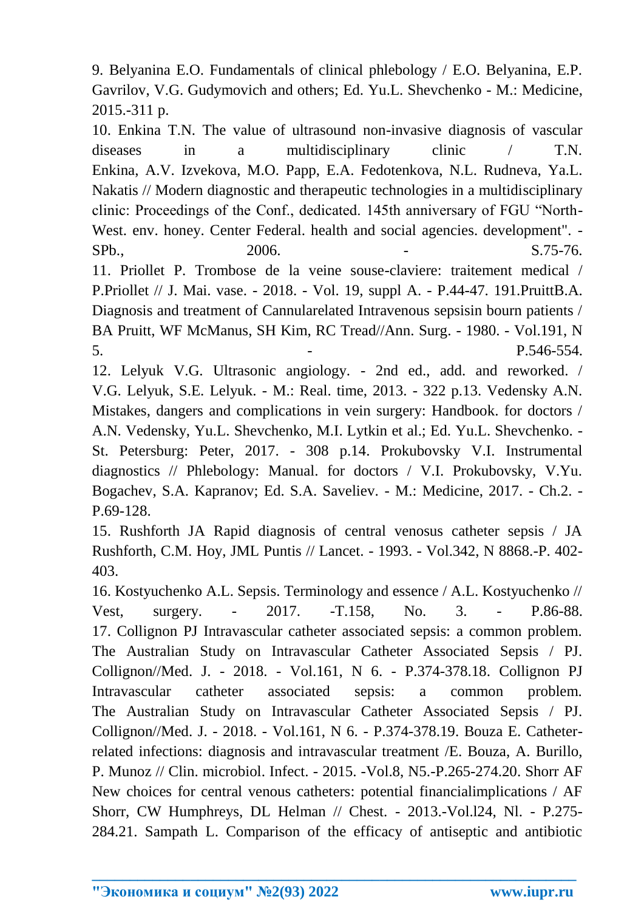9. Belyanina E.O. Fundamentals of clinical phlebology / E.O. Belyanina, E.P. Gavrilov, V.G. Gudymovich and others; Ed. Yu.L. Shevchenko - M.: Medicine, 2015.-311 p.

10. Enkina T.N. The value of ultrasound non-invasive diagnosis of vascular diseases in a multidisciplinary clinic / T.N. Enkina, A.V. Izvekova, M.O. Papp, E.A. Fedotenkova, N.L. Rudneva, Ya.L. Nakatis // Modern diagnostic and therapeutic technologies in a multidisciplinary clinic: Proceedings of the Conf., dedicated. 145th anniversary of FGU "North-West. env. honey. Center Federal. health and social agencies. development". - SPb., 2006. - S.75-76.

11. Priollet P. Trombose de la veine souse-claviere: traitement medical / P.Priollet // J. Mai. vase. - 2018. - Vol. 19, suppl A. - P.44-47. 191.PruittB.A. Diagnosis and treatment of Cannularelated Intravenous sepsisin bourn patients / BA Pruitt, WF McManus, SH Kim, RC Tread//Ann. Surg. - 1980. - Vol.191, N 5. - P.546-554.

12. Lelyuk V.G. Ultrasonic angiology. - 2nd ed., add. and reworked. / V.G. Lelyuk, S.E. Lelyuk. - M.: Real. time, 2013. - 322 p.13. Vedensky A.N. Mistakes, dangers and complications in vein surgery: Handbook. for doctors / A.N. Vedensky, Yu.L. Shevchenko, M.I. Lytkin et al.; Ed. Yu.L. Shevchenko. - St. Petersburg: Peter, 2017. - 308 p.14. Prokubovsky V.I. Instrumental diagnostics // Phlebology: Manual. for doctors / V.I. Prokubovsky, V.Yu. Bogachev, S.A. Kapranov; Ed. S.A. Saveliev. - M.: Medicine, 2017. - Ch.2. - P.69-128.

15. Rushforth JA Rapid diagnosis of central venosus catheter sepsis / JA Rushforth, C.M. Hoy, JML Puntis // Lancet. - 1993. - Vol.342, N 8868.-P. 402-403.

16. Kostyuchenko A.L. Sepsis. Terminology and essence / A.L. Kostyuchenko // Vest, surgery. - 2017. -T.158, No. 3. - P.86-88. 17. Collignon PJ Intravascular catheter associated sepsis: a common problem. The Australian Study on Intravascular Catheter Associated Sepsis / PJ. Collignon//Med. J. - 2018. - Vol.161, N 6. - P.374-378.18. Collignon PJ Intravascular catheter associated sepsis: a common problem. The Australian Study on Intravascular Catheter Associated Sepsis / PJ. Collignon//Med. J. - 2018. - Vol.161, N 6. - P.374-378.19. Bouza E. Catheter-related infections: diagnosis and intravascular treatment /E. Bouza, A. Burillo, P. Munoz // Clin. microbiol. Infect. - 2015. -Vol.8, N5.-P.265-274.20. Shorr AF New choices for central venous catheters: potential financialimplications / AF Shorr, CW Humphreys, DL Helman // Chest. - 2013.-Vol.l24, Nl. - P.275-284.21. Sampath L. Comparison of the efficacy of antiseptic and antibiotic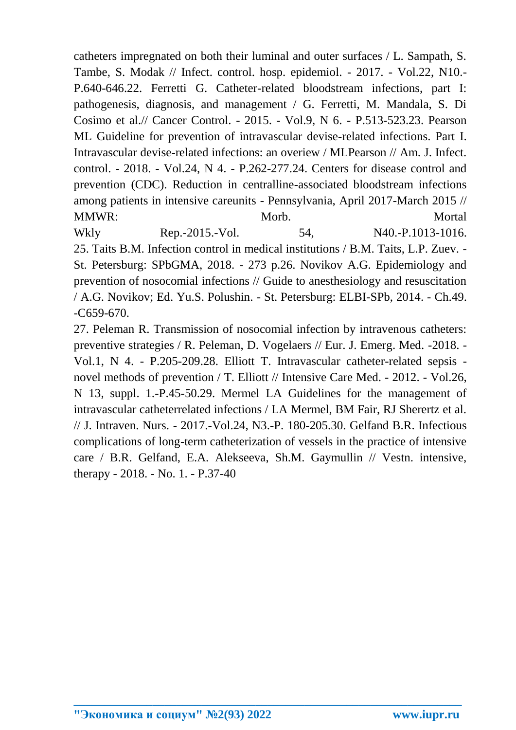catheters impregnated on both their luminal and outer surfaces / L. Sampath, S. Tambe, S. Modak // Infect. control. hosp. epidemiol. - 2017. - Vol.22, N10.- P.640-646.22. Ferretti G. Catheter-related bloodstream infections, part I: pathogenesis, diagnosis, and management / G. Ferretti, M. Mandala, S. Di Cosimo et al.// Cancer Control. - 2015. - Vol.9, N 6. - P.513-523.23. Pearson ML Guideline for prevention of intravascular devise-related infections. Part I. Intravascular devise-related infections: an overview / MLPearson // Am. J. Infect. control. - 2018. - Vol.24, N 4. - P.262-277.24. Centers for disease control and prevention (CDC). Reduction in centralline-associated bloodstream infections among patients in intensive careunits - Pennsylvania, April 2017-March 2015 // MMWR: Morb. Mortal Wkly Rep.-2015.-Vol. 54, N40.-P.1013-1016. 25. Taits B.M. Infection control in medical institutions / B.M. Taits, L.P. Zuev. - St. Petersburg: SPbGMA, 2018. - 273 p.26. Novikov A.G. Epidemiology and prevention of nosocomial infections // Guide to anesthesiology and resuscitation / A.G. Novikov; Ed. Yu.S. Polushin. - St. Petersburg: ELBI-SPb, 2014. - Ch.49. -C659-670.

27. Peleman R. Transmission of nosocomial infection by intravenous catheters: preventive strategies / R. Peleman, D. Vogelaers // Eur. J. Emerg. Med. -2018. - Vol.1, N 4. - P.205-209.28. Elliott T. Intravascular catheter-related sepsis - novel methods of prevention / T. Elliott // Intensive Care Med. - 2012. - Vol.26, N 13, suppl. 1.-P.45-50.29. Mermel LA Guidelines for the management of intravascular catheterrelated infections / LA Mermel, BM Fair, RJ Sherertz et al. // J. Intraven. Nurs. - 2017.-Vol.24, N3.-P. 180-205.30. Gelfand B.R. Infectious complications of long-term catheterization of vessels in the practice of intensive care / B.R. Gelfand, E.A. Alekseeva, Sh.M. Gaymullin // Vestn. intensive, therapy - 2018. - No. 1. - P.37-40